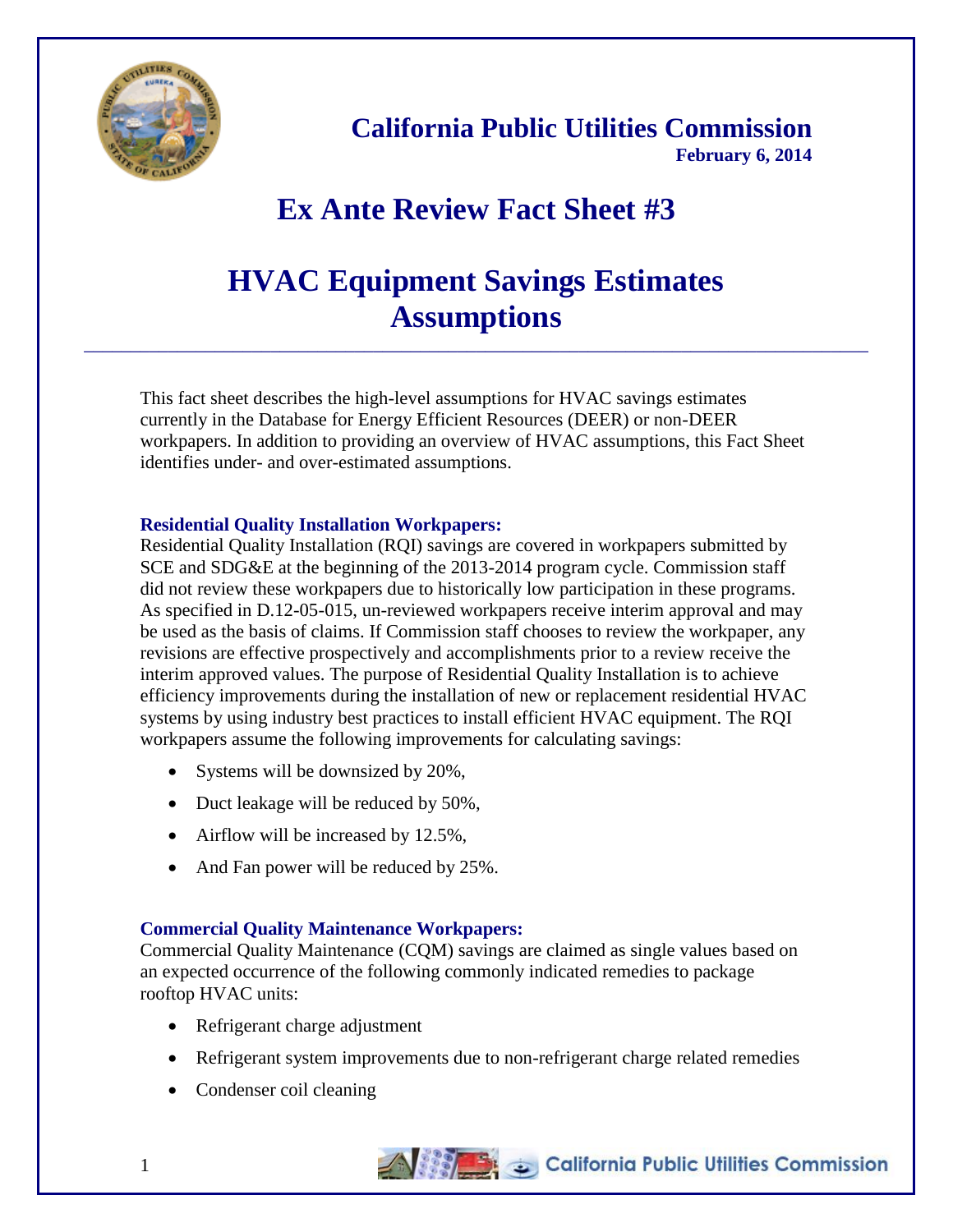**California Public Utilities Commission**
**February 6, 2014**

# Ex Ante Review Fact Sheet #3

# HVAC Equipment Savings Estimates Assumptions

This fact sheet describes the high-level assumptions for HVAC savings estimates currently in the Database for Energy Efficient Resources (DEER) or non-DEER workpapers. In addition to providing an overview of HVAC assumptions, this Fact Sheet identifies under- and over-estimated assumptions.

### Residential Quality Installation Workpapers:

Residential Quality Installation (RQI) savings are covered in workpapers submitted by SCE and SDG&E at the beginning of the 2013-2014 program cycle. Commission staff did not review these workpapers due to historically low participation in these programs. As specified in D.12-05-015, un-reviewed workpapers receive interim approval and may be used as the basis of claims. If Commission staff chooses to review the workpaper, any revisions are effective prospectively and accomplishments prior to a review receive the interim approved values. The purpose of Residential Quality Installation is to achieve efficiency improvements during the installation of new or replacement residential HVAC systems by using industry best practices to install efficient HVAC equipment. The RQI workpapers assume the following improvements for calculating savings:

- Systems will be downsized by 20%,
- Duct leakage will be reduced by 50%,
- Airflow will be increased by 12.5%,
- And Fan power will be reduced by 25%.

### Commercial Quality Maintenance Workpapers:

Commercial Quality Maintenance (CQM) savings are claimed as single values based on an expected occurrence of the following commonly indicated remedies to package rooftop HVAC units:

- Refrigerant charge adjustment
- Refrigerant system improvements due to non-refrigerant charge related remedies
- Condenser coil cleaning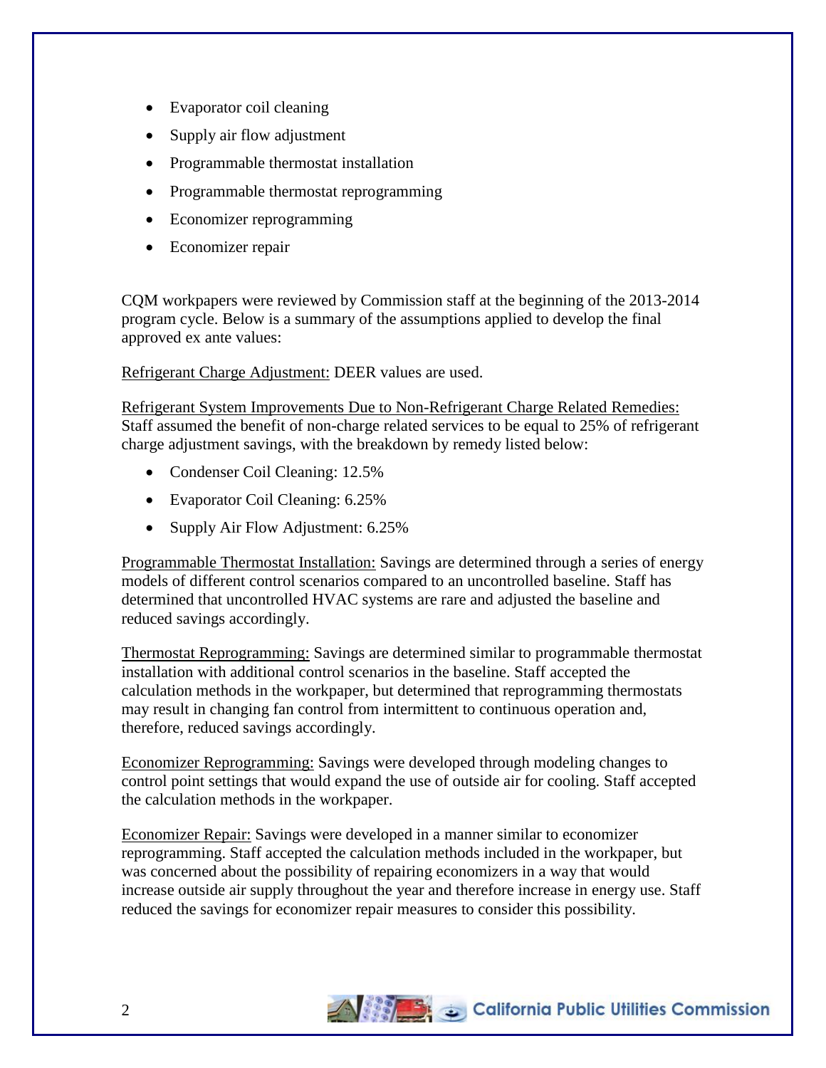- Evaporator coil cleaning
- Supply air flow adjustment
- Programmable thermostat installation
- Programmable thermostat reprogramming
- Economizer reprogramming
- Economizer repair

CQM workpapers were reviewed by Commission staff at the beginning of the 2013-2014 program cycle. Below is a summary of the assumptions applied to develop the final approved ex ante values:

<u>Refrigerant Charge Adjustment:</u> DEER values are used.

<u>Refrigerant System Improvements Due to Non-Refrigerant Charge Related Remedies:</u> Staff assumed the benefit of non-charge related services to be equal to 25% of refrigerant charge adjustment savings, with the breakdown by remedy listed below:

- Condenser Coil Cleaning: 12.5%
- Evaporator Coil Cleaning: 6.25%
- Supply Air Flow Adjustment: 6.25%

<u>Programmable Thermostat Installation:</u> Savings are determined through a series of energy models of different control scenarios compared to an uncontrolled baseline. Staff has determined that uncontrolled HVAC systems are rare and adjusted the baseline and reduced savings accordingly.

<u>Thermostat Reprogramming:</u> Savings are determined similar to programmable thermostat installation with additional control scenarios in the baseline. Staff accepted the calculation methods in the workpaper, but determined that reprogramming thermostats may result in changing fan control from intermittent to continuous operation and, therefore, reduced savings accordingly.

<u>Economizer Reprogramming:</u> Savings were developed through modeling changes to control point settings that would expand the use of outside air for cooling. Staff accepted the calculation methods in the workpaper.

<u>Economizer Repair:</u> Savings were developed in a manner similar to economizer reprogramming. Staff accepted the calculation methods included in the workpaper, but was concerned about the possibility of repairing economizers in a way that would increase outside air supply throughout the year and therefore increase in energy use. Staff reduced the savings for economizer repair measures to consider this possibility.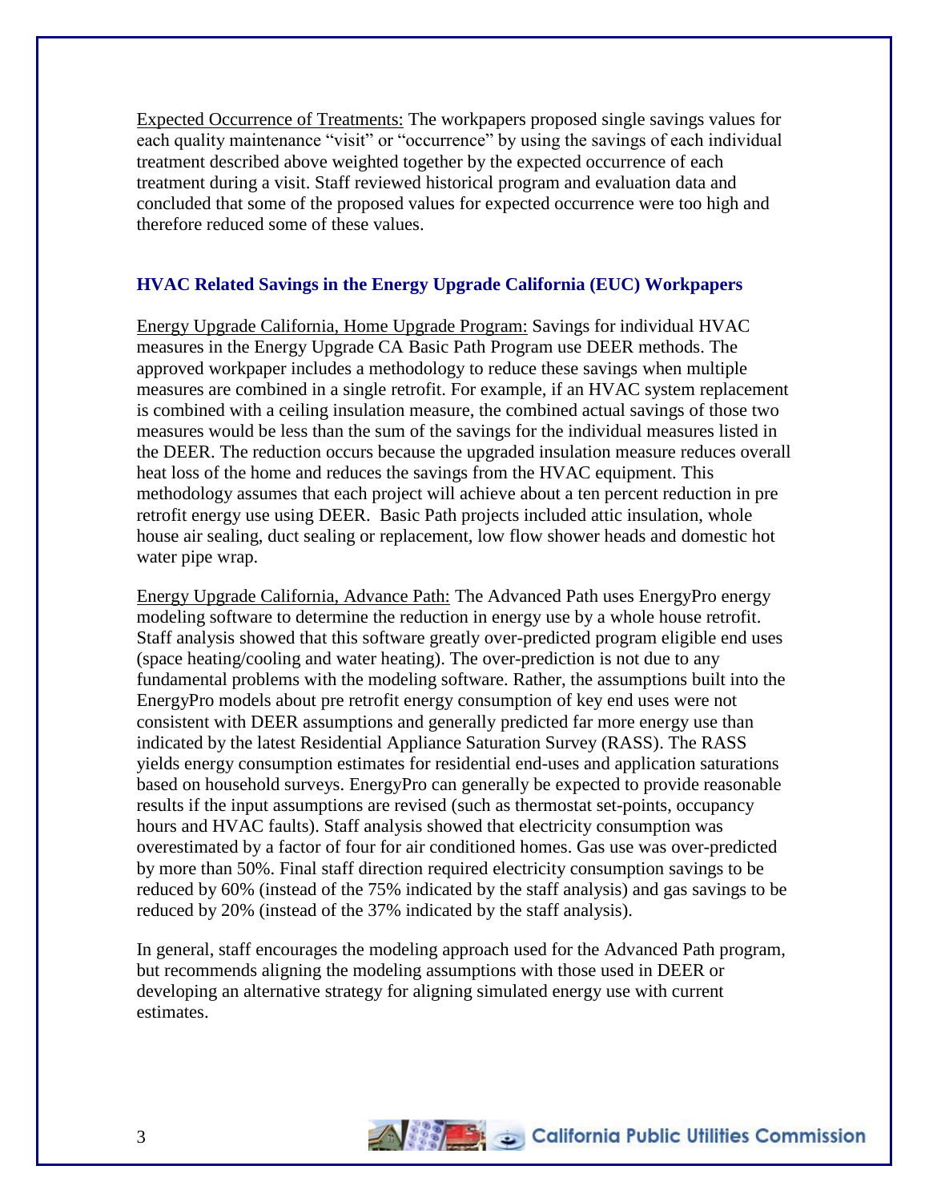Expected Occurrence of Treatments: The workpapers proposed single savings values for each quality maintenance "visit" or "occurrence" by using the savings of each individual treatment described above weighted together by the expected occurrence of each treatment during a visit. Staff reviewed historical program and evaluation data and concluded that some of the proposed values for expected occurrence were too high and therefore reduced some of these values.

### HVAC Related Savings in the Energy Upgrade California (EUC) Workpapers

Energy Upgrade California, Home Upgrade Program: Savings for individual HVAC measures in the Energy Upgrade CA Basic Path Program use DEER methods. The approved workpaper includes a methodology to reduce these savings when multiple measures are combined in a single retrofit. For example, if an HVAC system replacement is combined with a ceiling insulation measure, the combined actual savings of those two measures would be less than the sum of the savings for the individual measures listed in the DEER. The reduction occurs because the upgraded insulation measure reduces overall heat loss of the home and reduces the savings from the HVAC equipment. This methodology assumes that each project will achieve about a ten percent reduction in pre retrofit energy use using DEER. Basic Path projects included attic insulation, whole house air sealing, duct sealing or replacement, low flow shower heads and domestic hot water pipe wrap.

Energy Upgrade California, Advance Path: The Advanced Path uses EnergyPro energy modeling software to determine the reduction in energy use by a whole house retrofit. Staff analysis showed that this software greatly over-predicted program eligible end uses (space heating/cooling and water heating). The over-prediction is not due to any fundamental problems with the modeling software. Rather, the assumptions built into the EnergyPro models about pre retrofit energy consumption of key end uses were not consistent with DEER assumptions and generally predicted far more energy use than indicated by the latest Residential Appliance Saturation Survey (RASS). The RASS yields energy consumption estimates for residential end-uses and application saturations based on household surveys. EnergyPro can generally be expected to provide reasonable results if the input assumptions are revised (such as thermostat set-points, occupancy hours and HVAC faults). Staff analysis showed that electricity consumption was overestimated by a factor of four for air conditioned homes. Gas use was over-predicted by more than 50%. Final staff direction required electricity consumption savings to be reduced by 60% (instead of the 75% indicated by the staff analysis) and gas savings to be reduced by 20% (instead of the 37% indicated by the staff analysis).

In general, staff encourages the modeling approach used for the Advanced Path program, but recommends aligning the modeling assumptions with those used in DEER or developing an alternative strategy for aligning simulated energy use with current estimates.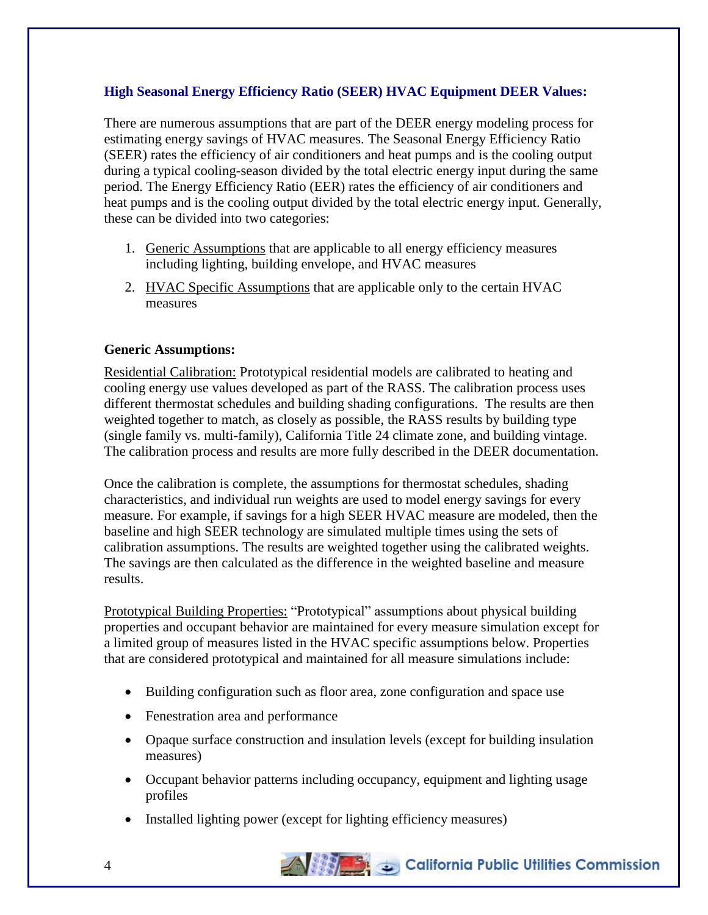### High Seasonal Energy Efficiency Ratio (SEER) HVAC Equipment DEER Values:

There are numerous assumptions that are part of the DEER energy modeling process for estimating energy savings of HVAC measures. The Seasonal Energy Efficiency Ratio (SEER) rates the efficiency of air conditioners and heat pumps and is the cooling output during a typical cooling-season divided by the total electric energy input during the same period. The Energy Efficiency Ratio (EER) rates the efficiency of air conditioners and heat pumps and is the cooling output divided by the total electric energy input. Generally, these can be divided into two categories:

1. Generic Assumptions that are applicable to all energy efficiency measures including lighting, building envelope, and HVAC measures
2. HVAC Specific Assumptions that are applicable only to the certain HVAC measures

**Generic Assumptions:**

Residential Calibration: Prototypical residential models are calibrated to heating and cooling energy use values developed as part of the RASS. The calibration process uses different thermostat schedules and building shading configurations. The results are then weighted together to match, as closely as possible, the RASS results by building type (single family vs. multi-family), California Title 24 climate zone, and building vintage. The calibration process and results are more fully described in the DEER documentation.

Once the calibration is complete, the assumptions for thermostat schedules, shading characteristics, and individual run weights are used to model energy savings for every measure. For example, if savings for a high SEER HVAC measure are modeled, then the baseline and high SEER technology are simulated multiple times using the sets of calibration assumptions. The results are weighted together using the calibrated weights. The savings are then calculated as the difference in the weighted baseline and measure results.

Prototypical Building Properties: "Prototypical" assumptions about physical building properties and occupant behavior are maintained for every measure simulation except for a limited group of measures listed in the HVAC specific assumptions below. Properties that are considered prototypical and maintained for all measure simulations include:

- Building configuration such as floor area, zone configuration and space use
- Fenestration area and performance
- Opaque surface construction and insulation levels (except for building insulation measures)
- Occupant behavior patterns including occupancy, equipment and lighting usage profiles
- Installed lighting power (except for lighting efficiency measures)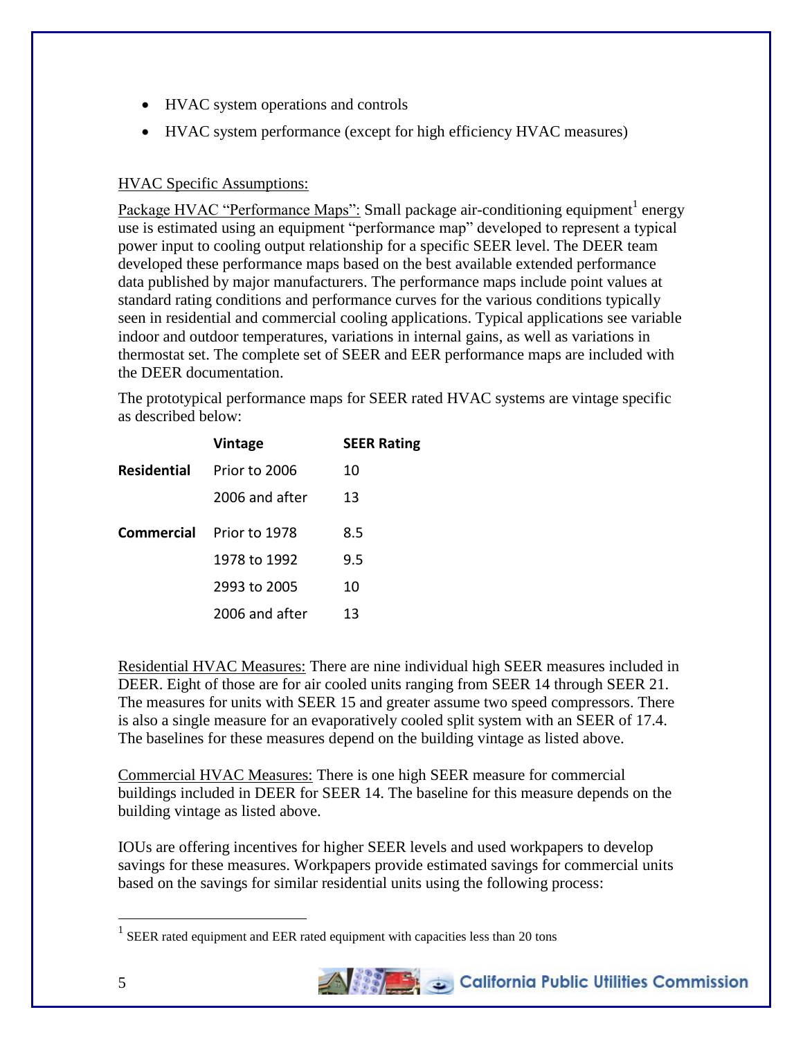- HVAC system operations and controls
- HVAC system performance (except for high efficiency HVAC measures)

HVAC Specific Assumptions:

Package HVAC "Performance Maps": Small package air-conditioning equipment[1] energy use is estimated using an equipment "performance map" developed to represent a typical power input to cooling output relationship for a specific SEER level. The DEER team developed these performance maps based on the best available extended performance data published by major manufacturers. The performance maps include point values at standard rating conditions and performance curves for the various conditions typically seen in residential and commercial cooling applications. Typical applications see variable indoor and outdoor temperatures, variations in internal gains, as well as variations in thermostat set. The complete set of SEER and EER performance maps are included with the DEER documentation.

The prototypical performance maps for SEER rated HVAC systems are vintage specific as described below:

| | Vintage | SEER Rating |
|---|---|---|
| **Residential** | Prior to 2006 | 10 |
| | 2006 and after | 13 |
| **Commercial** | Prior to 1978 | 8.5 |
| | 1978 to 1992 | 9.5 |
| | 2993 to 2005 | 10 |
| | 2006 and after | 13 |

Residential HVAC Measures: There are nine individual high SEER measures included in DEER. Eight of those are for air cooled units ranging from SEER 14 through SEER 21. The measures for units with SEER 15 and greater assume two speed compressors. There is also a single measure for an evaporatively cooled split system with an SEER of 17.4. The baselines for these measures depend on the building vintage as listed above.

Commercial HVAC Measures: There is one high SEER measure for commercial buildings included in DEER for SEER 14. The baseline for this measure depends on the building vintage as listed above.

IOUs are offering incentives for higher SEER levels and used workpapers to develop savings for these measures. Workpapers provide estimated savings for commercial units based on the savings for similar residential units using the following process:

[1] SEER rated equipment and EER rated equipment with capacities less than 20 tons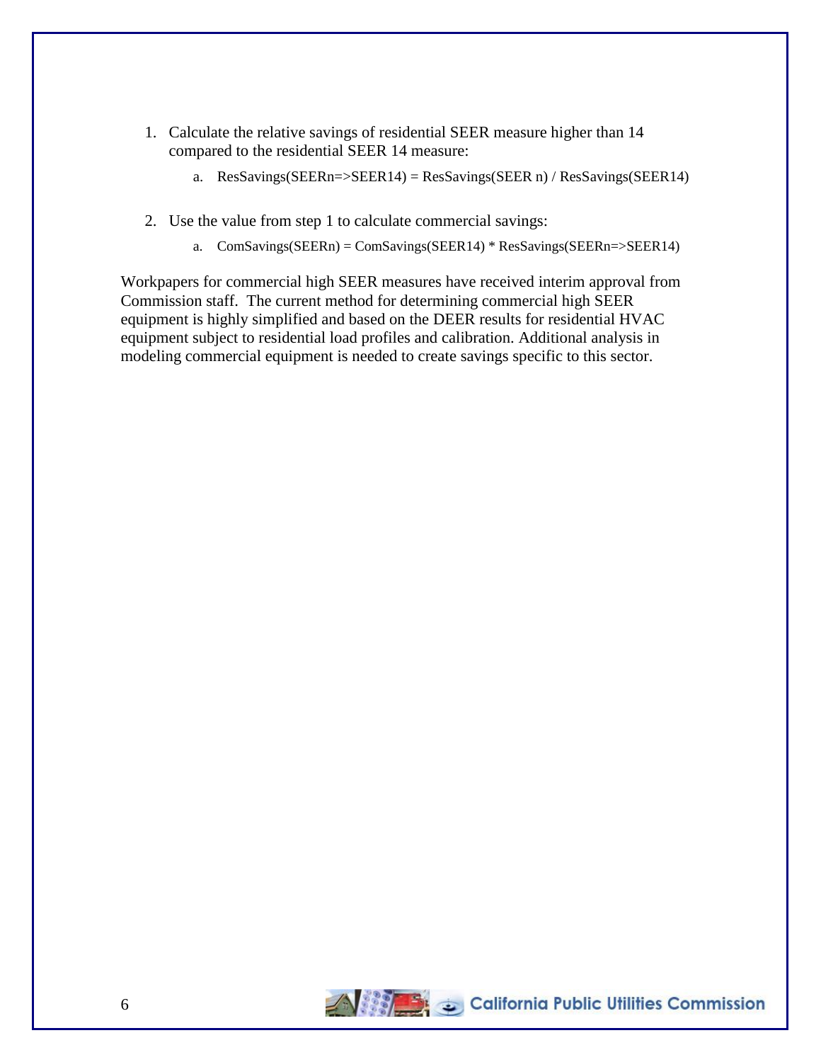1. Calculate the relative savings of residential SEER measure higher than 14 compared to the residential SEER 14 measure:
    a. ResSavings(SEERn=>SEER14) = ResSavings(SEER n) / ResSavings(SEER14)

2. Use the value from step 1 to calculate commercial savings:
    a. ComSavings(SEERn) = ComSavings(SEER14) * ResSavings(SEERn=>SEER14)

Workpapers for commercial high SEER measures have received interim approval from Commission staff. The current method for determining commercial high SEER equipment is highly simplified and based on the DEER results for residential HVAC equipment subject to residential load profiles and calibration. Additional analysis in modeling commercial equipment is needed to create savings specific to this sector.